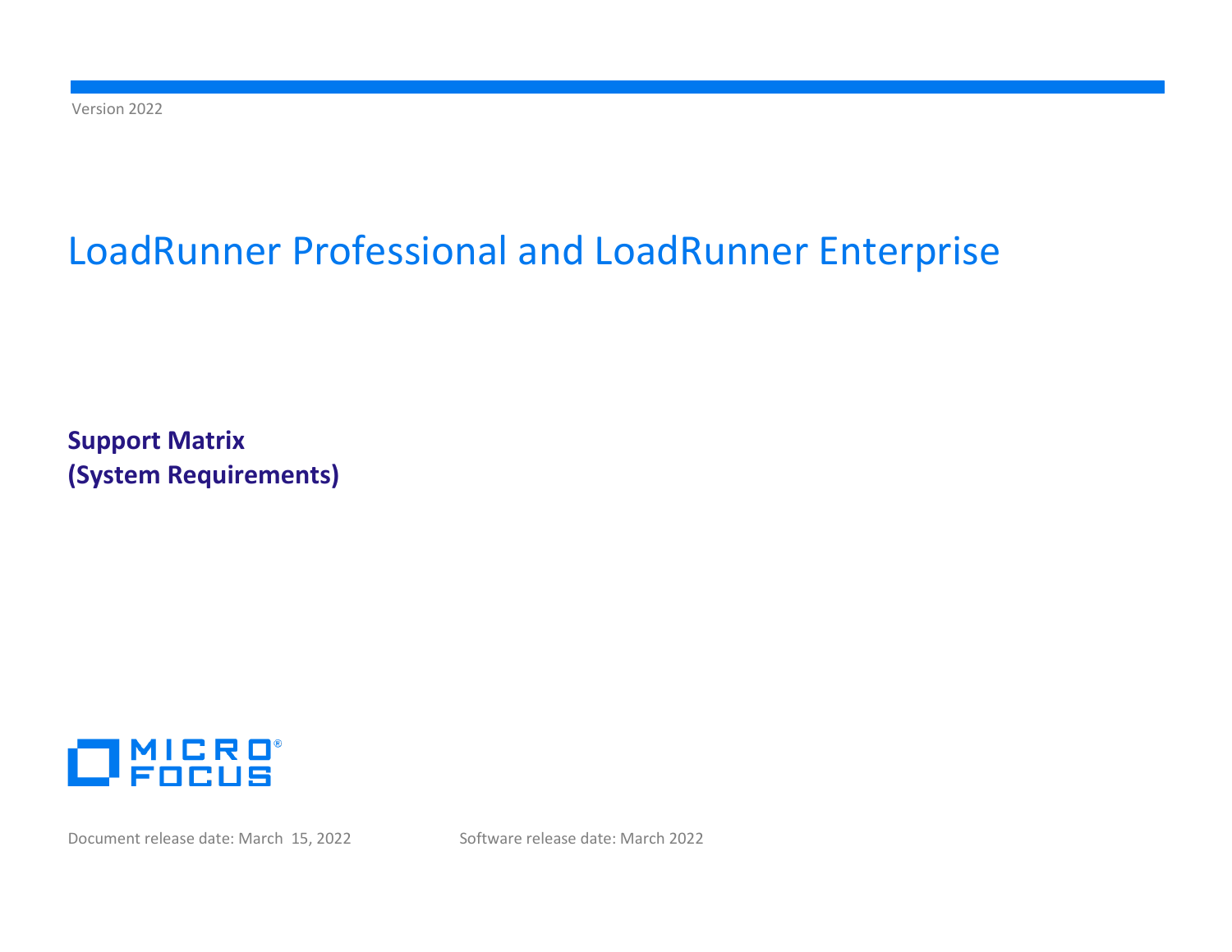Version 2022

# LoadRunner Professional and LoadRunner Enterprise

**Support Matrix**
**(System Requirements)**

MICRO FOCUS

Document release date: March 15, 2022

Software release date: March 2022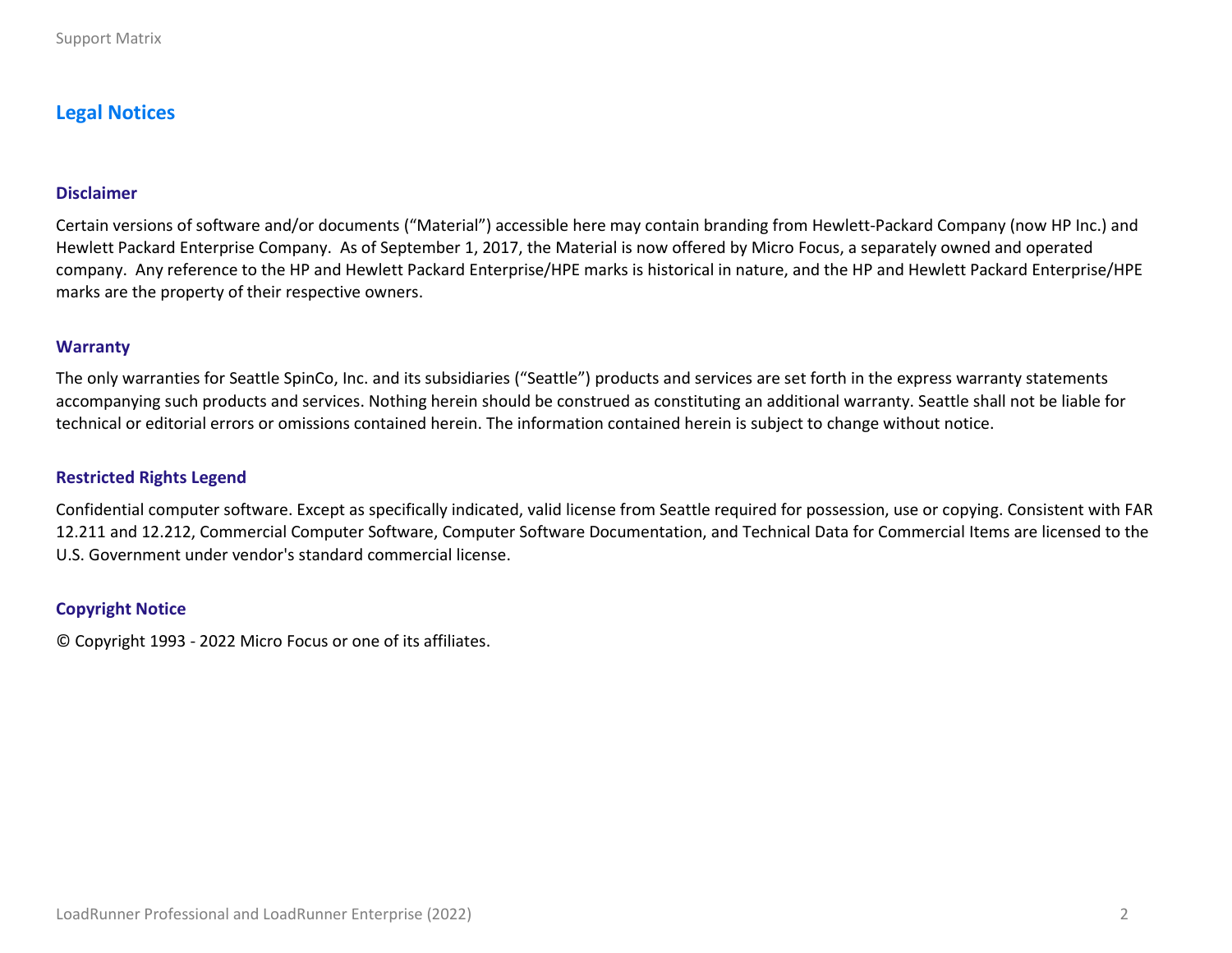# Legal Notices

## Disclaimer

Certain versions of software and/or documents (“Material”) accessible here may contain branding from Hewlett-Packard Company (now HP Inc.) and Hewlett Packard Enterprise Company. As of September 1, 2017, the Material is now offered by Micro Focus, a separately owned and operated company. Any reference to the HP and Hewlett Packard Enterprise/HPE marks is historical in nature, and the HP and Hewlett Packard Enterprise/HPE marks are the property of their respective owners.

## Warranty

The only warranties for Seattle SpinCo, Inc. and its subsidiaries (“Seattle”) products and services are set forth in the express warranty statements accompanying such products and services. Nothing herein should be construed as constituting an additional warranty. Seattle shall not be liable for technical or editorial errors or omissions contained herein. The information contained herein is subject to change without notice.

## Restricted Rights Legend

Confidential computer software. Except as specifically indicated, valid license from Seattle required for possession, use or copying. Consistent with FAR 12.211 and 12.212, Commercial Computer Software, Computer Software Documentation, and Technical Data for Commercial Items are licensed to the U.S. Government under vendor's standard commercial license.

## Copyright Notice

© Copyright 1993 - 2022 Micro Focus or one of its affiliates.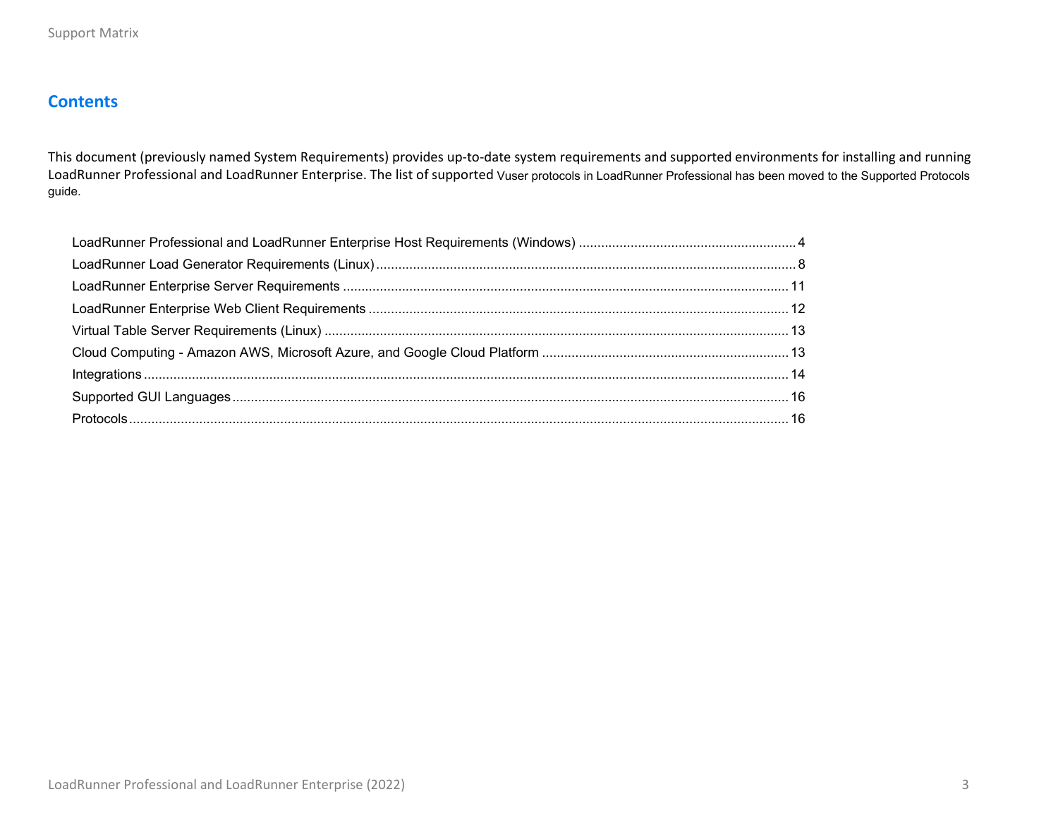## Contents

This document (previously named System Requirements) provides up-to-date system requirements and supported environments for installing and running LoadRunner Professional and LoadRunner Enterprise. The list of supported Vuser protocols in LoadRunner Professional has been moved to the Supported Protocols guide.

- LoadRunner Professional and LoadRunner Enterprise Host Requirements (Windows) ........ 4
- LoadRunner Load Generator Requirements (Linux) ........ 8
- LoadRunner Enterprise Server Requirements ........ 11
- LoadRunner Enterprise Web Client Requirements ........ 12
- Virtual Table Server Requirements (Linux) ........ 13
- Cloud Computing - Amazon AWS, Microsoft Azure, and Google Cloud Platform ........ 13
- Integrations ........ 14
- Supported GUI Languages ........ 16
- Protocols ........ 16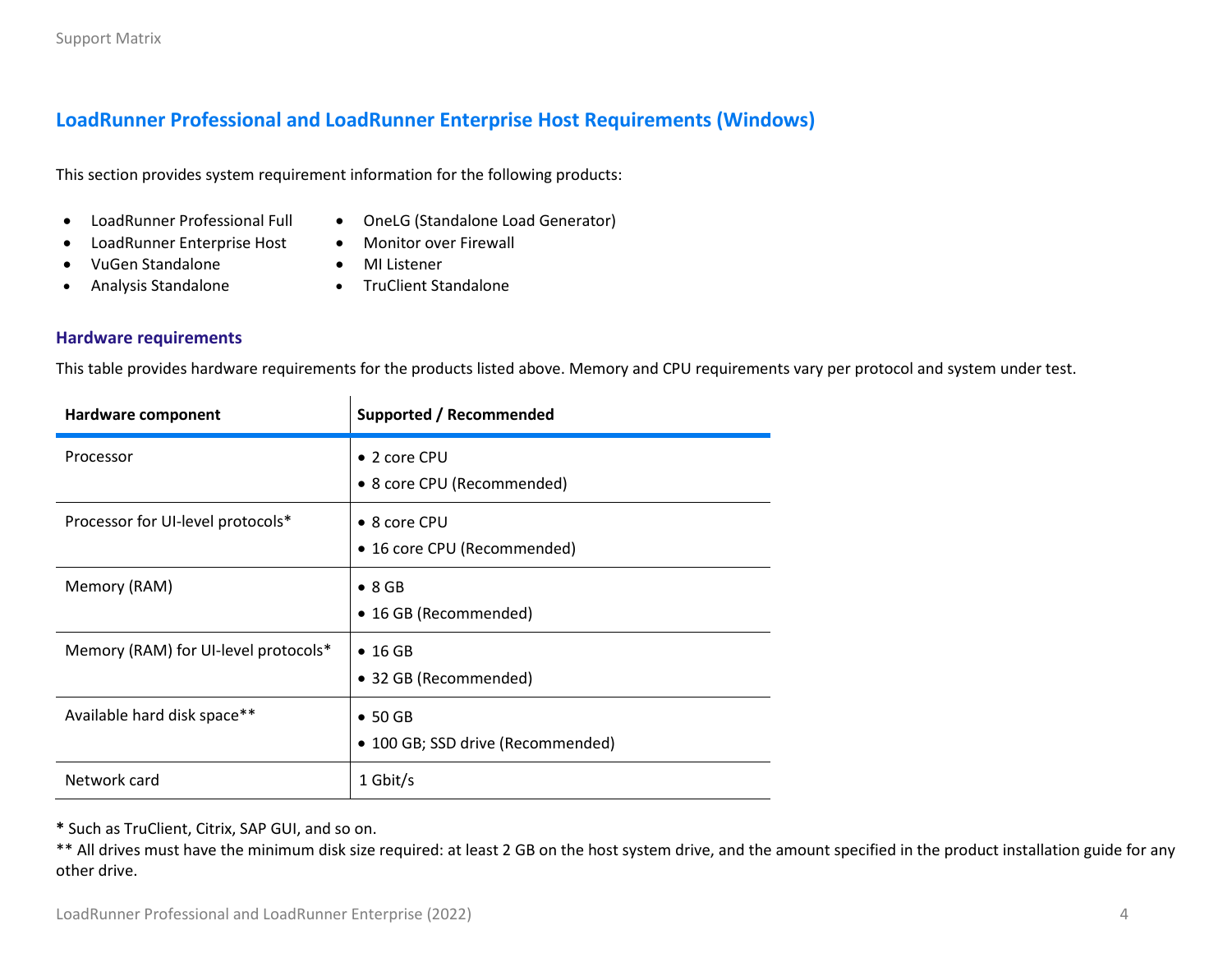## LoadRunner Professional and LoadRunner Enterprise Host Requirements (Windows)

This section provides system requirement information for the following products:

- LoadRunner Professional Full
- LoadRunner Enterprise Host
- VuGen Standalone
- Analysis Standalone
- OneLG (Standalone Load Generator)
- Monitor over Firewall
- MI Listener
- TruClient Standalone

### Hardware requirements

This table provides hardware requirements for the products listed above. Memory and CPU requirements vary per protocol and system under test.

| Hardware component | Supported / Recommended |
|---|---|
| Processor | • 2 core CPU<br>• 8 core CPU (Recommended) |
| Processor for UI-level protocols* | • 8 core CPU<br>• 16 core CPU (Recommended) |
| Memory (RAM) | • 8 GB<br>• 16 GB (Recommended) |
| Memory (RAM) for UI-level protocols* | • 16 GB<br>• 32 GB (Recommended) |
| Available hard disk space** | • 50 GB<br>• 100 GB; SSD drive (Recommended) |
| Network card | 1 Gbit/s |

**\*** Such as TruClient, Citrix, SAP GUI, and so on.
** All drives must have the minimum disk size required: at least 2 GB on the host system drive, and the amount specified in the product installation guide for any other drive.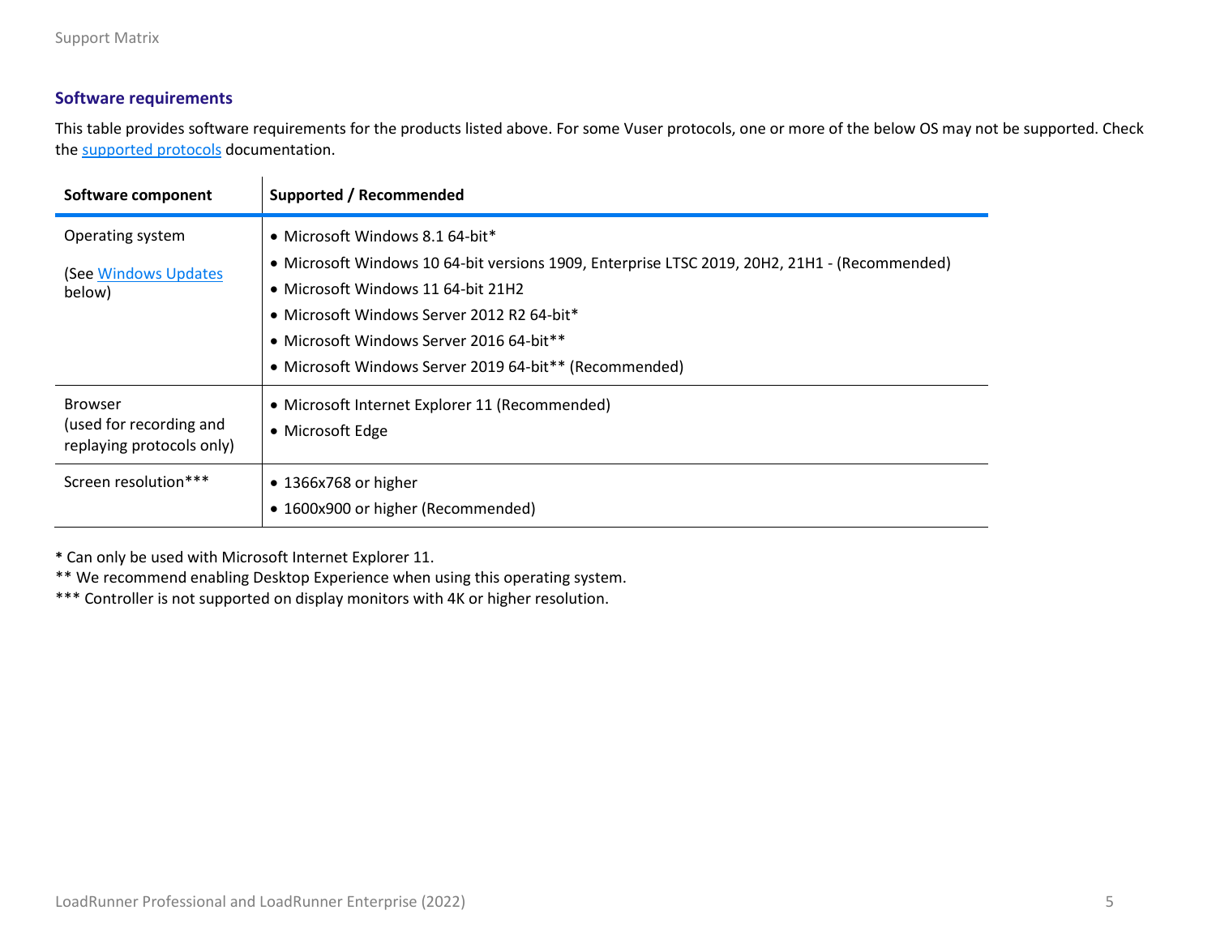### Software requirements

This table provides software requirements for the products listed above. For some Vuser protocols, one or more of the below OS may not be supported. Check the [supported protocols](#) documentation.

| Software component | Supported / Recommended |
|---|---|
| Operating system<br><br>(See [Windows Updates](#) below) | • Microsoft Windows 8.1 64-bit*<br>• Microsoft Windows 10 64-bit versions 1909, Enterprise LTSC 2019, 20H2, 21H1 - (Recommended)<br>• Microsoft Windows 11 64-bit 21H2<br>• Microsoft Windows Server 2012 R2 64-bit*<br>• Microsoft Windows Server 2016 64-bit**<br>• Microsoft Windows Server 2019 64-bit** (Recommended) |
| Browser<br>(used for recording and replaying protocols only) | • Microsoft Internet Explorer 11 (Recommended)<br>• Microsoft Edge |
| Screen resolution*** | • 1366x768 or higher<br>• 1600x900 or higher (Recommended) |

* Can only be used with Microsoft Internet Explorer 11.
** We recommend enabling Desktop Experience when using this operating system.
*** Controller is not supported on display monitors with 4K or higher resolution.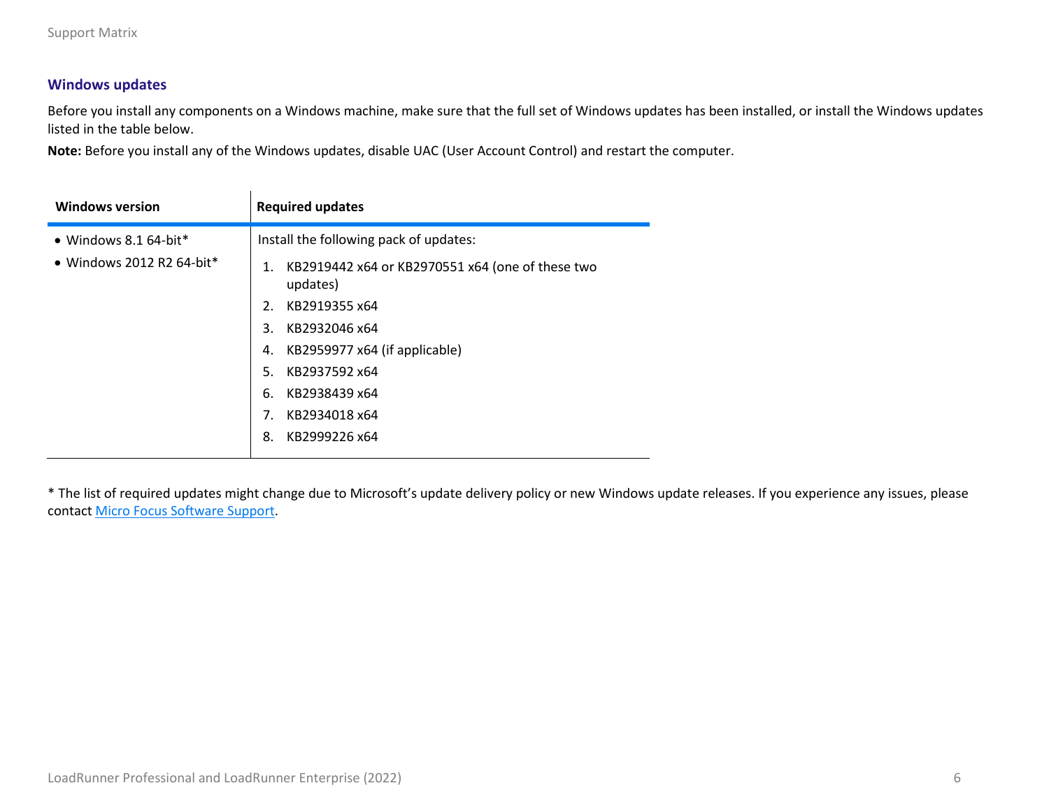### Windows updates

Before you install any components on a Windows machine, make sure that the full set of Windows updates has been installed, or install the Windows updates listed in the table below.

**Note:** Before you install any of the Windows updates, disable UAC (User Account Control) and restart the computer.

| Windows version | Required updates |
| --- | --- |
| • Windows 8.1 64-bit*<br>• Windows 2012 R2 64-bit* | Install the following pack of updates:<br>1. KB2919442 x64 or KB2970551 x64 (one of these two updates)<br>2. KB2919355 x64<br>3. KB2932046 x64<br>4. KB2959977 x64 (if applicable)<br>5. KB2937592 x64<br>6. KB2938439 x64<br>7. KB2934018 x64<br>8. KB2999226 x64 |

* The list of required updates might change due to Microsoft's update delivery policy or new Windows update releases. If you experience any issues, please contact Micro Focus Software Support.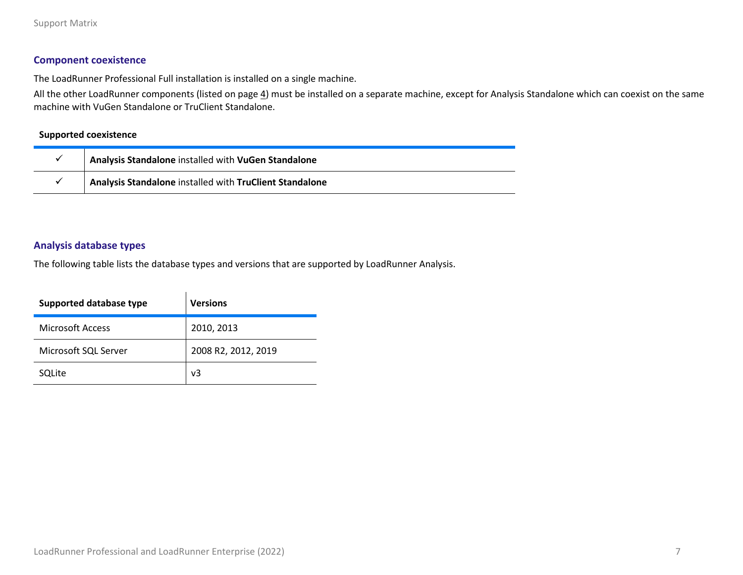## Component coexistence

The LoadRunner Professional Full installation is installed on a single machine.

All the other LoadRunner components (listed on page 4) must be installed on a separate machine, except for Analysis Standalone which can coexist on the same machine with VuGen Standalone or TruClient Standalone.

| | Supported coexistence |
|---|---|
| ✓ | **Analysis Standalone** installed with **VuGen Standalone** |
| ✓ | **Analysis Standalone** installed with **TruClient Standalone** |

## Analysis database types

The following table lists the database types and versions that are supported by LoadRunner Analysis.

| Supported database type | Versions |
|---|---|
| Microsoft Access | 2010, 2013 |
| Microsoft SQL Server | 2008 R2, 2012, 2019 |
| SQLite | v3 |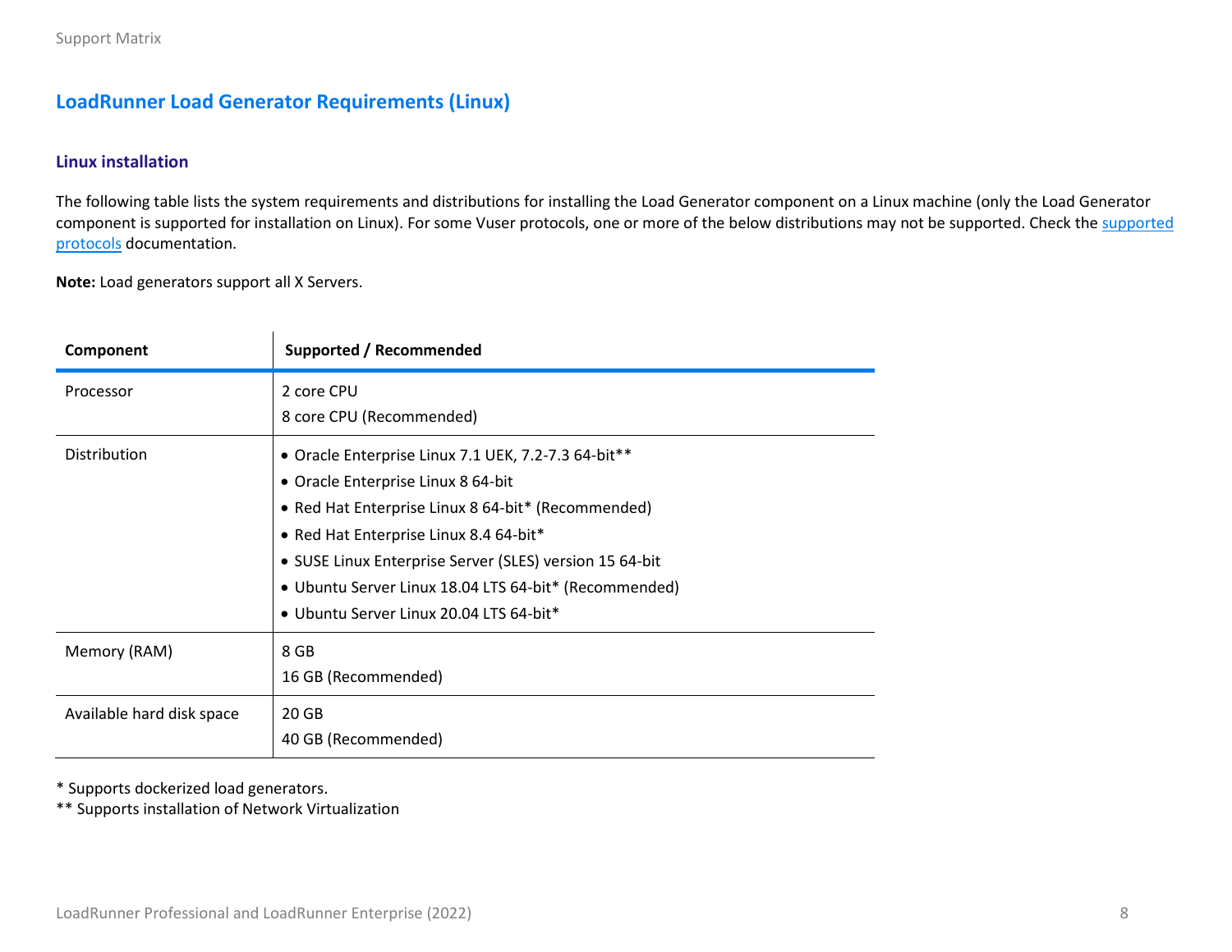## LoadRunner Load Generator Requirements (Linux)

### Linux installation

The following table lists the system requirements and distributions for installing the Load Generator component on a Linux machine (only the Load Generator component is supported for installation on Linux). For some Vuser protocols, one or more of the below distributions may not be supported. Check the [supported protocols]() documentation.

**Note:** Load generators support all X Servers.

| Component | Supported / Recommended |
|---|---|
| Processor | 2 core CPU<br>8 core CPU (Recommended) |
| Distribution | • Oracle Enterprise Linux 7.1 UEK, 7.2-7.3 64-bit**<br>• Oracle Enterprise Linux 8 64-bit<br>• Red Hat Enterprise Linux 8 64-bit* (Recommended)<br>• Red Hat Enterprise Linux 8.4 64-bit*<br>• SUSE Linux Enterprise Server (SLES) version 15 64-bit<br>• Ubuntu Server Linux 18.04 LTS 64-bit* (Recommended)<br>• Ubuntu Server Linux 20.04 LTS 64-bit* |
| Memory (RAM) | 8 GB<br>16 GB (Recommended) |
| Available hard disk space | 20 GB<br>40 GB (Recommended) |

\* Supports dockerized load generators.
** Supports installation of Network Virtualization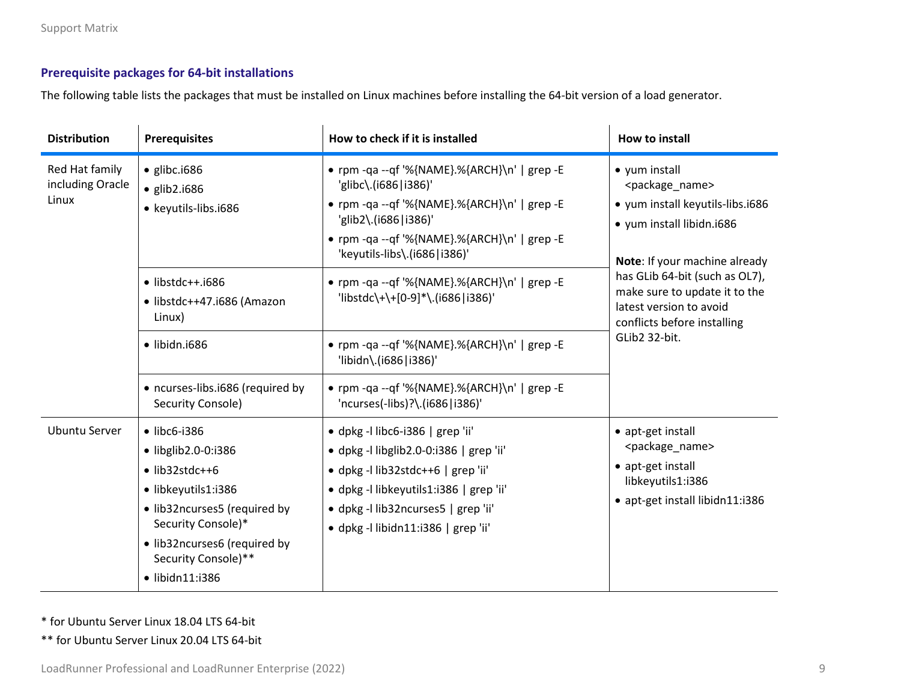### Prerequisite packages for 64-bit installations

The following table lists the packages that must be installed on Linux machines before installing the 64-bit version of a load generator.

| Distribution | Prerequisites | How to check if it is installed | How to install |
|---|---|---|---|
| Red Hat family including Oracle Linux | • glibc.i686<br>• glib2.i686<br>• keyutils-libs.i686 | • rpm -qa --qf '%{NAME}.%{ARCH}\n' \| grep -E 'glibc\.(i686\|i386)'<br>• rpm -qa --qf '%{NAME}.%{ARCH}\n' \| grep -E 'glib2\.(i686\|i386)'<br>• rpm -qa --qf '%{NAME}.%{ARCH}\n' \| grep -E 'keyutils-libs\.(i686\|i386)' | • yum install <package_name><br>• yum install keyutils-libs.i686<br>• yum install libidn.i686<br><br>**Note**: If your machine already has GLib 64-bit (such as OL7), make sure to update it to the latest version to avoid conflicts before installing GLib2 32-bit. |
| | • libstdc++.i686<br>• libstdc++47.i686 (Amazon Linux) | • rpm -qa --qf '%{NAME}.%{ARCH}\n' \| grep -E 'libstdc\+\+[0-9]*\.(i686\|i386)' | |
| | • libidn.i686 | • rpm -qa --qf '%{NAME}.%{ARCH}\n' \| grep -E 'libidn\.(i686\|i386)' | |
| | • ncurses-libs.i686 (required by Security Console) | • rpm -qa --qf '%{NAME}.%{ARCH}\n' \| grep -E 'ncurses(-libs)?\.(i686\|i386)' | |
| Ubuntu Server | • libc6-i386<br>• libglib2.0-0:i386<br>• lib32stdc++6<br>• libkeyutils1:i386<br>• lib32ncurses5 (required by Security Console)*<br>• lib32ncurses6 (required by Security Console)**<br>• libidn11:i386 | • dpkg -l libc6-i386 \| grep 'ii'<br>• dpkg -l libglib2.0-0:i386 \| grep 'ii'<br>• dpkg -l lib32stdc++6 \| grep 'ii'<br>• dpkg -l libkeyutils1:i386 \| grep 'ii'<br>• dpkg -l lib32ncurses5 \| grep 'ii'<br>• dpkg -l libidn11:i386 \| grep 'ii' | • apt-get install <package_name><br>• apt-get install libkeyutils1:i386<br>• apt-get install libidn11:i386 |

* for Ubuntu Server Linux 18.04 LTS 64-bit

** for Ubuntu Server Linux 20.04 LTS 64-bit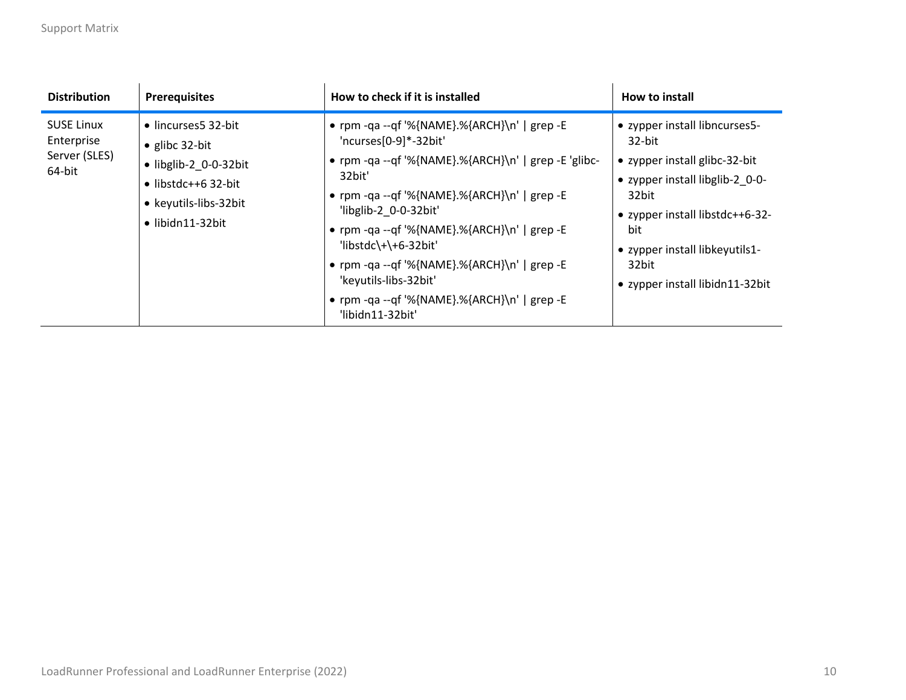| Distribution | Prerequisites | How to check if it is installed | How to install |
|---|---|---|---|
| SUSE Linux Enterprise Server (SLES) 64-bit | • lincurses5 32-bit<br>• glibc 32-bit<br>• libglib-2_0-0-32bit<br>• libstdc++6 32-bit<br>• keyutils-libs-32bit<br>• libidn11-32bit | • rpm -qa --qf '%{NAME}.%{ARCH}\n' \| grep -E 'ncurses[0-9]*-32bit'<br>• rpm -qa --qf '%{NAME}.%{ARCH}\n' \| grep -E 'glibc-32bit'<br>• rpm -qa --qf '%{NAME}.%{ARCH}\n' \| grep -E 'libglib-2_0-0-32bit'<br>• rpm -qa --qf '%{NAME}.%{ARCH}\n' \| grep -E 'libstdc\+\+6-32bit'<br>• rpm -qa --qf '%{NAME}.%{ARCH}\n' \| grep -E 'keyutils-libs-32bit'<br>• rpm -qa --qf '%{NAME}.%{ARCH}\n' \| grep -E 'libidn11-32bit' | • zypper install libncurses5-32-bit<br>• zypper install glibc-32-bit<br>• zypper install libglib-2_0-0-32bit<br>• zypper install libstdc++6-32-bit<br>• zypper install libkeyutils1-32bit<br>• zypper install libidn11-32bit |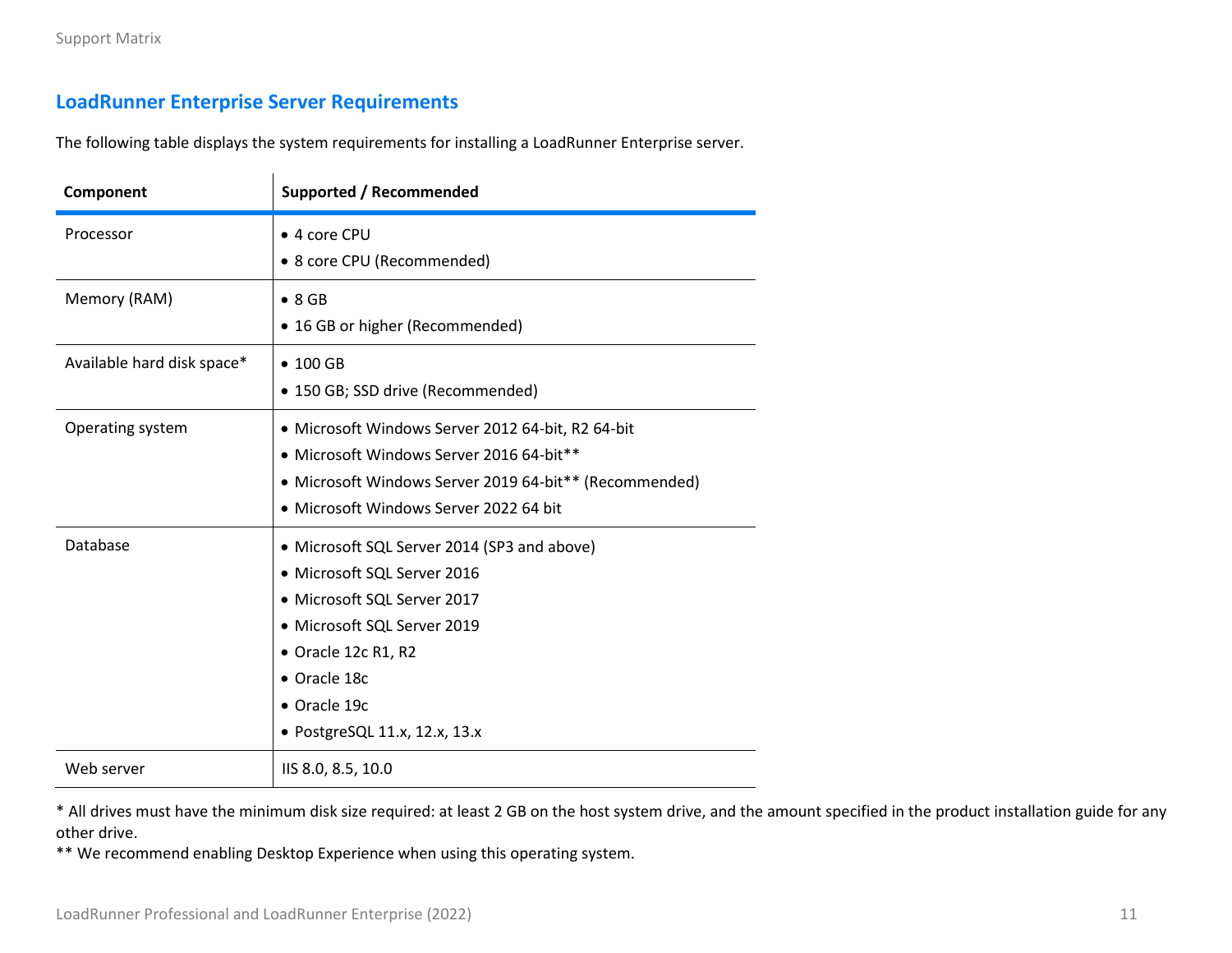## LoadRunner Enterprise Server Requirements

The following table displays the system requirements for installing a LoadRunner Enterprise server.

| Component | Supported / Recommended |
| --- | --- |
| Processor | • 4 core CPU<br>• 8 core CPU (Recommended) |
| Memory (RAM) | • 8 GB<br>• 16 GB or higher (Recommended) |
| Available hard disk space* | • 100 GB<br>• 150 GB; SSD drive (Recommended) |
| Operating system | • Microsoft Windows Server 2012 64-bit, R2 64-bit<br>• Microsoft Windows Server 2016 64-bit**<br>• Microsoft Windows Server 2019 64-bit** (Recommended)<br>• Microsoft Windows Server 2022 64 bit |
| Database | • Microsoft SQL Server 2014 (SP3 and above)<br>• Microsoft SQL Server 2016<br>• Microsoft SQL Server 2017<br>• Microsoft SQL Server 2019<br>• Oracle 12c R1, R2<br>• Oracle 18c<br>• Oracle 19c<br>• PostgreSQL 11.x, 12.x, 13.x |
| Web server | IIS 8.0, 8.5, 10.0 |

* All drives must have the minimum disk size required: at least 2 GB on the host system drive, and the amount specified in the product installation guide for any other drive.
** We recommend enabling Desktop Experience when using this operating system.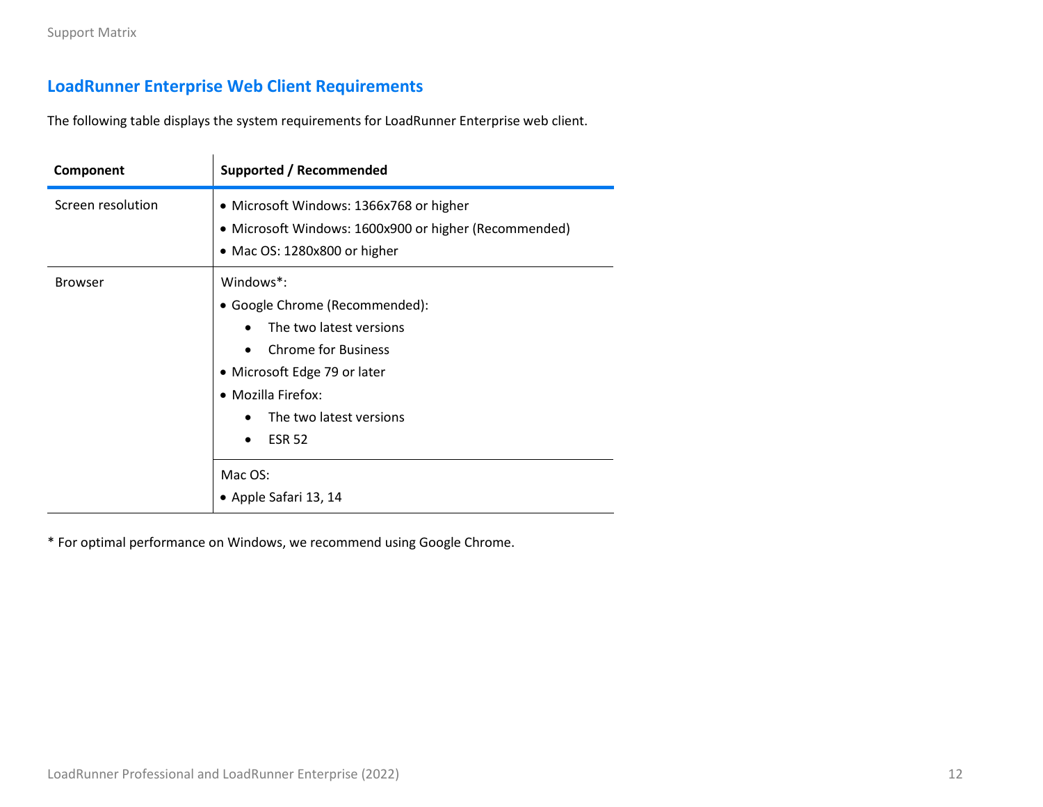## LoadRunner Enterprise Web Client Requirements

The following table displays the system requirements for LoadRunner Enterprise web client.

| Component | Supported / Recommended |
| --- | --- |
| Screen resolution | • Microsoft Windows: 1366x768 or higher<br>• Microsoft Windows: 1600x900 or higher (Recommended)<br>• Mac OS: 1280x800 or higher |
| Browser | Windows*:<br>• Google Chrome (Recommended):<br>&nbsp;&nbsp;&nbsp;&nbsp;• The two latest versions<br>&nbsp;&nbsp;&nbsp;&nbsp;• Chrome for Business<br>• Microsoft Edge 79 or later<br>• Mozilla Firefox:<br>&nbsp;&nbsp;&nbsp;&nbsp;• The two latest versions<br>&nbsp;&nbsp;&nbsp;&nbsp;• ESR 52 |
| | Mac OS:<br>• Apple Safari 13, 14 |

* For optimal performance on Windows, we recommend using Google Chrome.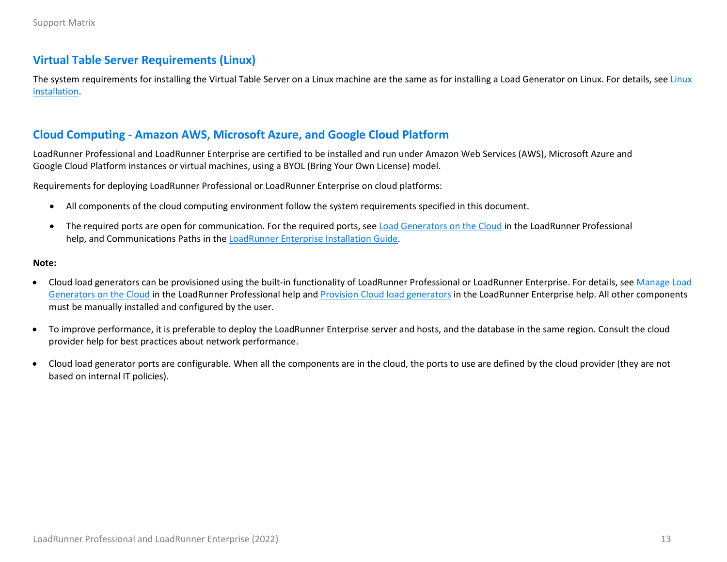## Virtual Table Server Requirements (Linux)

The system requirements for installing the Virtual Table Server on a Linux machine are the same as for installing a Load Generator on Linux. For details, see Linux installation.

## Cloud Computing - Amazon AWS, Microsoft Azure, and Google Cloud Platform

LoadRunner Professional and LoadRunner Enterprise are certified to be installed and run under Amazon Web Services (AWS), Microsoft Azure and Google Cloud Platform instances or virtual machines, using a BYOL (Bring Your Own License) model.

Requirements for deploying LoadRunner Professional or LoadRunner Enterprise on cloud platforms:

- All components of the cloud computing environment follow the system requirements specified in this document.
- The required ports are open for communication. For the required ports, see Load Generators on the Cloud in the LoadRunner Professional help, and Communications Paths in the LoadRunner Enterprise Installation Guide.

**Note:**

- Cloud load generators can be provisioned using the built-in functionality of LoadRunner Professional or LoadRunner Enterprise. For details, see Manage Load Generators on the Cloud in the LoadRunner Professional help and Provision Cloud load generators in the LoadRunner Enterprise help. All other components must be manually installed and configured by the user.
- To improve performance, it is preferable to deploy the LoadRunner Enterprise server and hosts, and the database in the same region. Consult the cloud provider help for best practices about network performance.
- Cloud load generator ports are configurable. When all the components are in the cloud, the ports to use are defined by the cloud provider (they are not based on internal IT policies).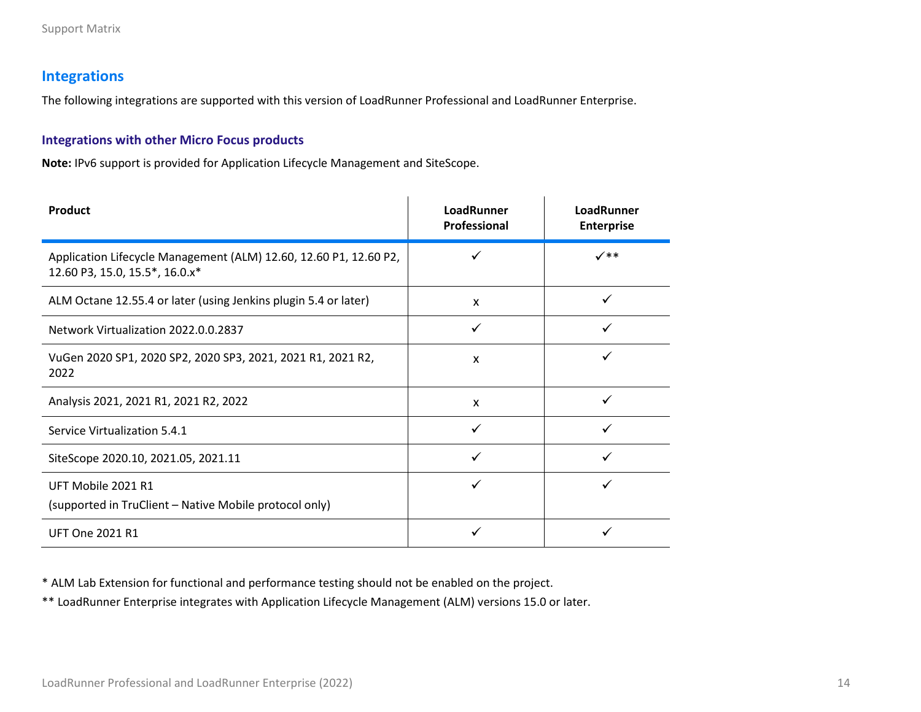## Integrations

The following integrations are supported with this version of LoadRunner Professional and LoadRunner Enterprise.

### Integrations with other Micro Focus products

**Note:** IPv6 support is provided for Application Lifecycle Management and SiteScope.

| Product | LoadRunner Professional | LoadRunner Enterprise |
|---|---|---|
| Application Lifecycle Management (ALM) 12.60, 12.60 P1, 12.60 P2, 12.60 P3, 15.0, 15.5*, 16.0.x* | ✓ | ✓** |
| ALM Octane 12.55.4 or later (using Jenkins plugin 5.4 or later) | x | ✓ |
| Network Virtualization 2022.0.0.2837 | ✓ | ✓ |
| VuGen 2020 SP1, 2020 SP2, 2020 SP3, 2021, 2021 R1, 2021 R2, 2022 | x | ✓ |
| Analysis 2021, 2021 R1, 2021 R2, 2022 | x | ✓ |
| Service Virtualization 5.4.1 | ✓ | ✓ |
| SiteScope 2020.10, 2021.05, 2021.11 | ✓ | ✓ |
| UFT Mobile 2021 R1 (supported in TruClient – Native Mobile protocol only) | ✓ | ✓ |
| UFT One 2021 R1 | ✓ | ✓ |

* ALM Lab Extension for functional and performance testing should not be enabled on the project.

** LoadRunner Enterprise integrates with Application Lifecycle Management (ALM) versions 15.0 or later.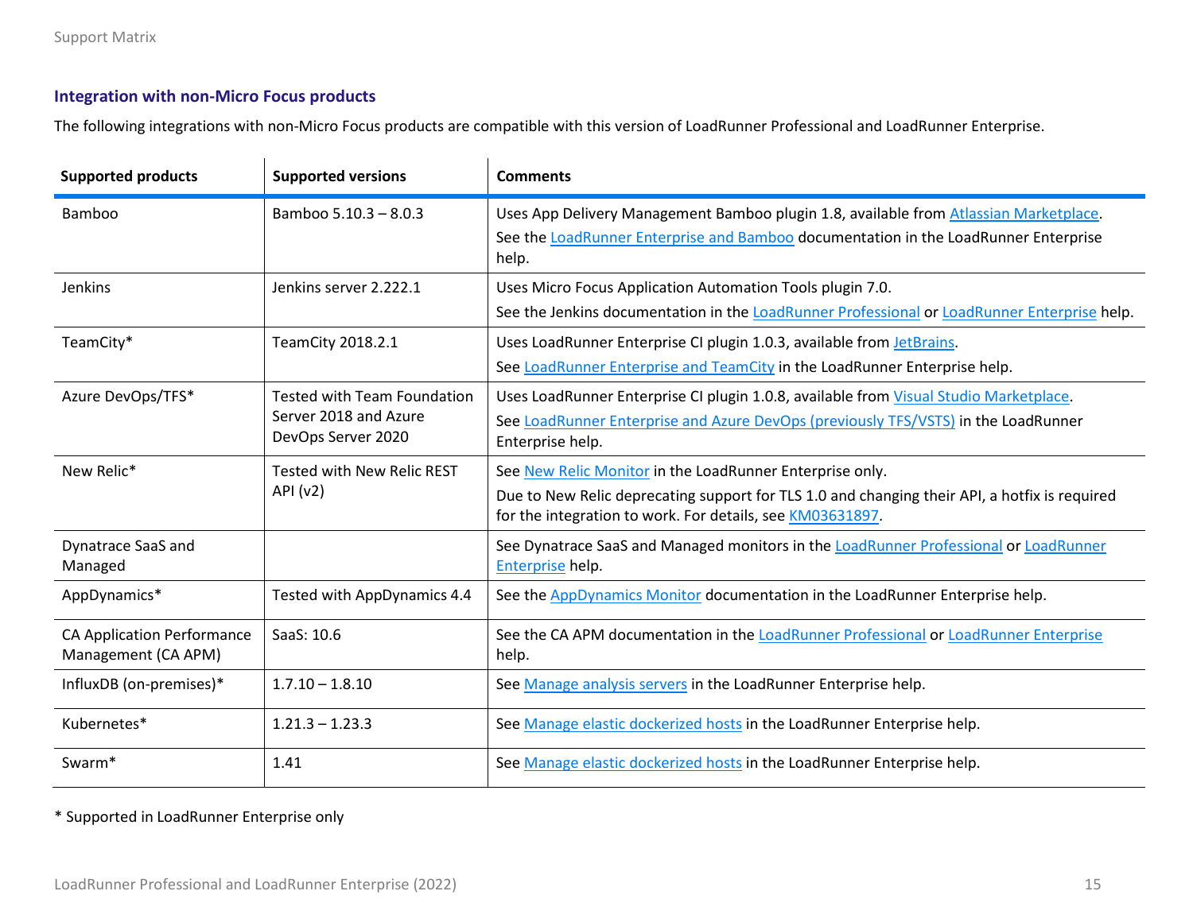### Integration with non-Micro Focus products

The following integrations with non-Micro Focus products are compatible with this version of LoadRunner Professional and LoadRunner Enterprise.

| Supported products | Supported versions | Comments |
| --- | --- | --- |
| Bamboo | Bamboo 5.10.3 – 8.0.3 | Uses App Delivery Management Bamboo plugin 1.8, available from Atlassian Marketplace. See the LoadRunner Enterprise and Bamboo documentation in the LoadRunner Enterprise help. |
| Jenkins | Jenkins server 2.222.1 | Uses Micro Focus Application Automation Tools plugin 7.0. See the Jenkins documentation in the LoadRunner Professional or LoadRunner Enterprise help. |
| TeamCity* | TeamCity 2018.2.1 | Uses LoadRunner Enterprise CI plugin 1.0.3, available from JetBrains. See LoadRunner Enterprise and TeamCity in the LoadRunner Enterprise help. |
| Azure DevOps/TFS* | Tested with Team Foundation Server 2018 and Azure DevOps Server 2020 | Uses LoadRunner Enterprise CI plugin 1.0.8, available from Visual Studio Marketplace. See LoadRunner Enterprise and Azure DevOps (previously TFS/VSTS) in the LoadRunner Enterprise help. |
| New Relic* | Tested with New Relic REST API (v2) | See New Relic Monitor in the LoadRunner Enterprise only. Due to New Relic deprecating support for TLS 1.0 and changing their API, a hotfix is required for the integration to work. For details, see KM03631897. |
| Dynatrace SaaS and Managed | | See Dynatrace SaaS and Managed monitors in the LoadRunner Professional or LoadRunner Enterprise help. |
| AppDynamics* | Tested with AppDynamics 4.4 | See the AppDynamics Monitor documentation in the LoadRunner Enterprise help. |
| CA Application Performance Management (CA APM) | SaaS: 10.6 | See the CA APM documentation in the LoadRunner Professional or LoadRunner Enterprise help. |
| InfluxDB (on-premises)* | 1.7.10 – 1.8.10 | See Manage analysis servers in the LoadRunner Enterprise help. |
| Kubernetes* | 1.21.3 – 1.23.3 | See Manage elastic dockerized hosts in the LoadRunner Enterprise help. |
| Swarm* | 1.41 | See Manage elastic dockerized hosts in the LoadRunner Enterprise help. |

* Supported in LoadRunner Enterprise only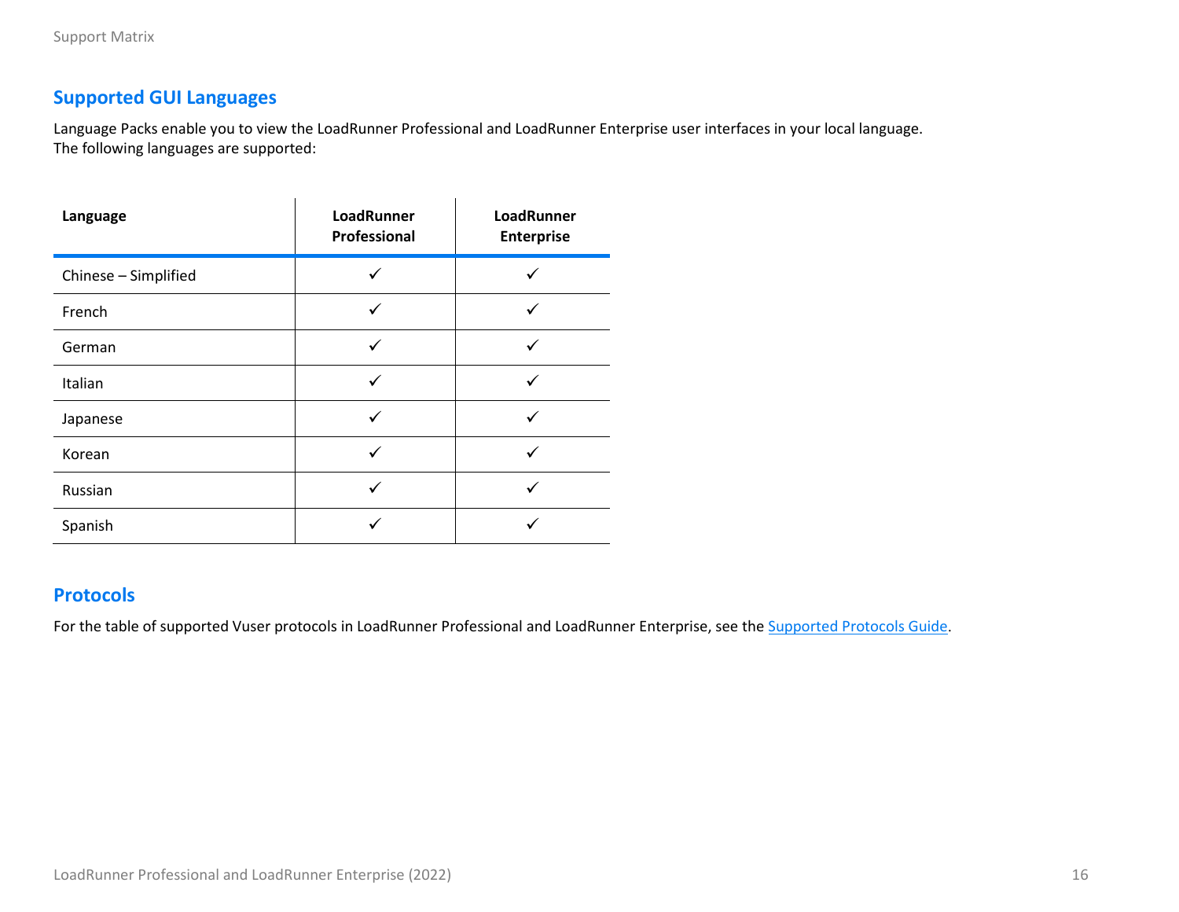## Supported GUI Languages

Language Packs enable you to view the LoadRunner Professional and LoadRunner Enterprise user interfaces in your local language.
The following languages are supported:

| Language | LoadRunner Professional | LoadRunner Enterprise |
|---|---|---|
| Chinese – Simplified | ✓ | ✓ |
| French | ✓ | ✓ |
| German | ✓ | ✓ |
| Italian | ✓ | ✓ |
| Japanese | ✓ | ✓ |
| Korean | ✓ | ✓ |
| Russian | ✓ | ✓ |
| Spanish | ✓ | ✓ |

## Protocols

For the table of supported Vuser protocols in LoadRunner Professional and LoadRunner Enterprise, see the Supported Protocols Guide.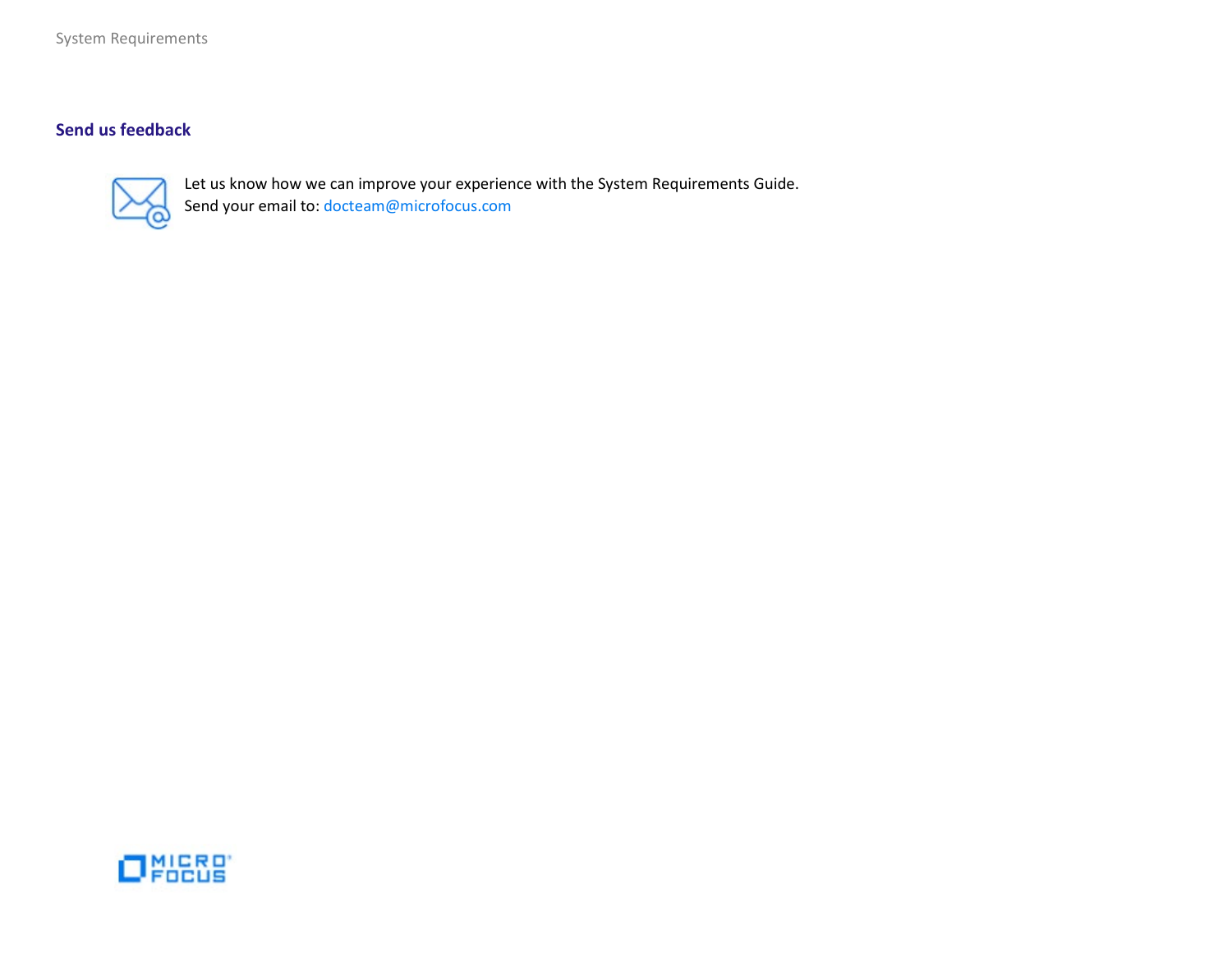## Send us feedback

Let us know how we can improve your experience with the System Requirements Guide.
Send your email to: docteam@microfocus.com